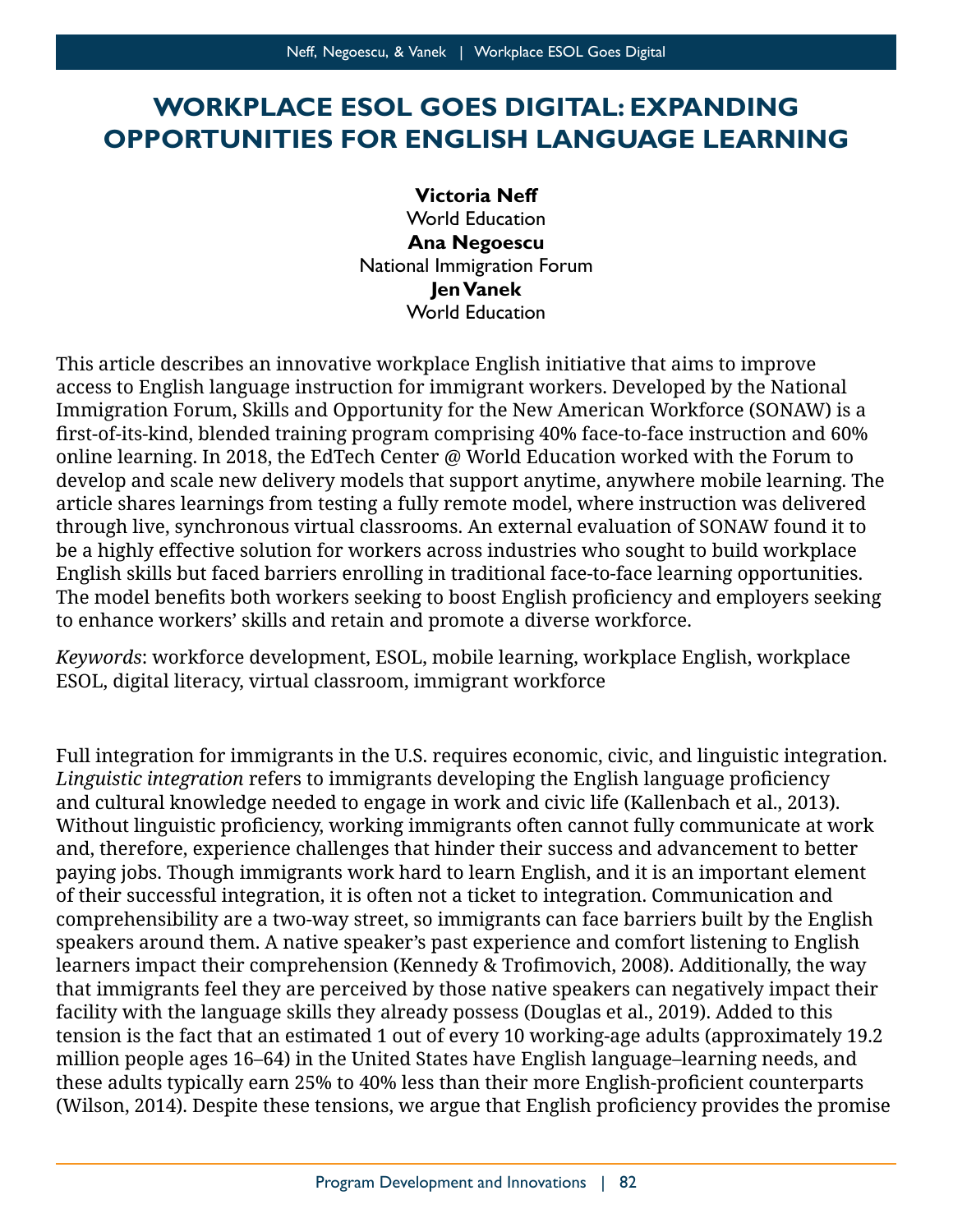# WORKPLACE ESOL GOES DIGITAL: EXPANDING OPPORTUNITIES FOR ENGLISH LANGUAGE LEARNING

**Victoria Neff**
World Education
**Ana Negoescu**
National Immigration Forum
**Jen Vanek**
World Education

This article describes an innovative workplace English initiative that aims to improve access to English language instruction for immigrant workers. Developed by the National Immigration Forum, Skills and Opportunity for the New American Workforce (SONAW) is a first-of-its-kind, blended training program comprising 40% face-to-face instruction and 60% online learning. In 2018, the EdTech Center @ World Education worked with the Forum to develop and scale new delivery models that support anytime, anywhere mobile learning. The article shares learnings from testing a fully remote model, where instruction was delivered through live, synchronous virtual classrooms. An external evaluation of SONAW found it to be a highly effective solution for workers across industries who sought to build workplace English skills but faced barriers enrolling in traditional face-to-face learning opportunities. The model benefits both workers seeking to boost English proficiency and employers seeking to enhance workers' skills and retain and promote a diverse workforce.

*Keywords*: workforce development, ESOL, mobile learning, workplace English, workplace ESOL, digital literacy, virtual classroom, immigrant workforce

Full integration for immigrants in the U.S. requires economic, civic, and linguistic integration. *Linguistic integration* refers to immigrants developing the English language proficiency and cultural knowledge needed to engage in work and civic life (Kallenbach et al., 2013). Without linguistic proficiency, working immigrants often cannot fully communicate at work and, therefore, experience challenges that hinder their success and advancement to better paying jobs. Though immigrants work hard to learn English, and it is an important element of their successful integration, it is often not a ticket to integration. Communication and comprehensibility are a two-way street, so immigrants can face barriers built by the English speakers around them. A native speaker's past experience and comfort listening to English learners impact their comprehension (Kennedy & Trofimovich, 2008). Additionally, the way that immigrants feel they are perceived by those native speakers can negatively impact their facility with the language skills they already possess (Douglas et al., 2019). Added to this tension is the fact that an estimated 1 out of every 10 working-age adults (approximately 19.2 million people ages 16–64) in the United States have English language–learning needs, and these adults typically earn 25% to 40% less than their more English-proficient counterparts (Wilson, 2014). Despite these tensions, we argue that English proficiency provides the promise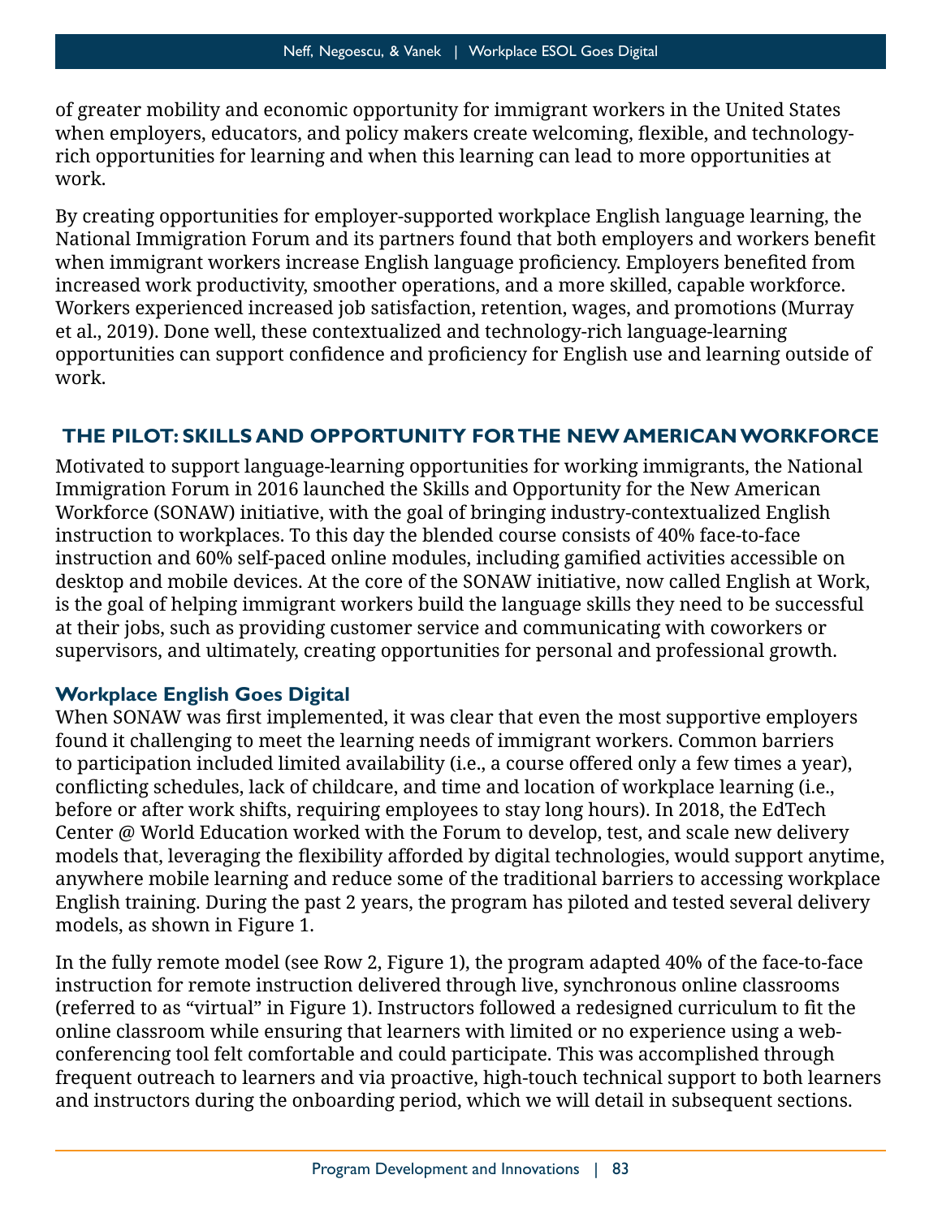of greater mobility and economic opportunity for immigrant workers in the United States when employers, educators, and policy makers create welcoming, flexible, and technology-rich opportunities for learning and when this learning can lead to more opportunities at work.

By creating opportunities for employer-supported workplace English language learning, the National Immigration Forum and its partners found that both employers and workers benefit when immigrant workers increase English language proficiency. Employers benefited from increased work productivity, smoother operations, and a more skilled, capable workforce. Workers experienced increased job satisfaction, retention, wages, and promotions (Murray et al., 2019). Done well, these contextualized and technology-rich language-learning opportunities can support confidence and proficiency for English use and learning outside of work.

## THE PILOT: SKILLS AND OPPORTUNITY FOR THE NEW AMERICAN WORKFORCE

Motivated to support language-learning opportunities for working immigrants, the National Immigration Forum in 2016 launched the Skills and Opportunity for the New American Workforce (SONAW) initiative, with the goal of bringing industry-contextualized English instruction to workplaces. To this day the blended course consists of 40% face-to-face instruction and 60% self-paced online modules, including gamified activities accessible on desktop and mobile devices. At the core of the SONAW initiative, now called English at Work, is the goal of helping immigrant workers build the language skills they need to be successful at their jobs, such as providing customer service and communicating with coworkers or supervisors, and ultimately, creating opportunities for personal and professional growth.

### Workplace English Goes Digital

When SONAW was first implemented, it was clear that even the most supportive employers found it challenging to meet the learning needs of immigrant workers. Common barriers to participation included limited availability (i.e., a course offered only a few times a year), conflicting schedules, lack of childcare, and time and location of workplace learning (i.e., before or after work shifts, requiring employees to stay long hours). In 2018, the EdTech Center @ World Education worked with the Forum to develop, test, and scale new delivery models that, leveraging the flexibility afforded by digital technologies, would support anytime, anywhere mobile learning and reduce some of the traditional barriers to accessing workplace English training. During the past 2 years, the program has piloted and tested several delivery models, as shown in Figure 1.

In the fully remote model (see Row 2, Figure 1), the program adapted 40% of the face-to-face instruction for remote instruction delivered through live, synchronous online classrooms (referred to as "virtual" in Figure 1). Instructors followed a redesigned curriculum to fit the online classroom while ensuring that learners with limited or no experience using a web-conferencing tool felt comfortable and could participate. This was accomplished through frequent outreach to learners and via proactive, high-touch technical support to both learners and instructors during the onboarding period, which we will detail in subsequent sections.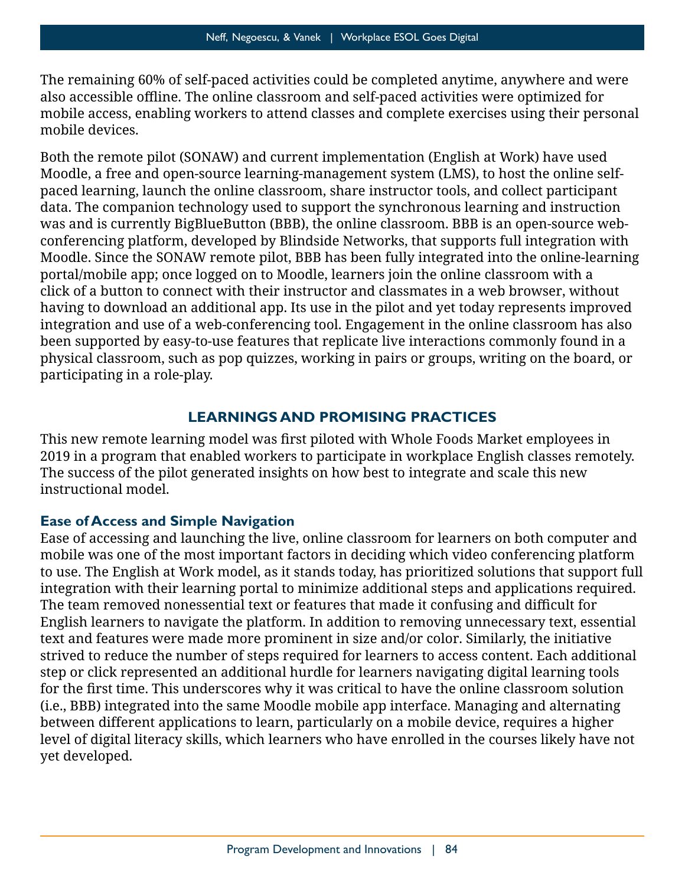The remaining 60% of self-paced activities could be completed anytime, anywhere and were also accessible offline. The online classroom and self-paced activities were optimized for mobile access, enabling workers to attend classes and complete exercises using their personal mobile devices.

Both the remote pilot (SONAW) and current implementation (English at Work) have used Moodle, a free and open-source learning-management system (LMS), to host the online self-paced learning, launch the online classroom, share instructor tools, and collect participant data. The companion technology used to support the synchronous learning and instruction was and is currently BigBlueButton (BBB), the online classroom. BBB is an open-source web-conferencing platform, developed by Blindside Networks, that supports full integration with Moodle. Since the SONAW remote pilot, BBB has been fully integrated into the online-learning portal/mobile app; once logged on to Moodle, learners join the online classroom with a click of a button to connect with their instructor and classmates in a web browser, without having to download an additional app. Its use in the pilot and yet today represents improved integration and use of a web-conferencing tool. Engagement in the online classroom has also been supported by easy-to-use features that replicate live interactions commonly found in a physical classroom, such as pop quizzes, working in pairs or groups, writing on the board, or participating in a role-play.

## LEARNINGS AND PROMISING PRACTICES

This new remote learning model was first piloted with Whole Foods Market employees in 2019 in a program that enabled workers to participate in workplace English classes remotely. The success of the pilot generated insights on how best to integrate and scale this new instructional model.

### Ease of Access and Simple Navigation

Ease of accessing and launching the live, online classroom for learners on both computer and mobile was one of the most important factors in deciding which video conferencing platform to use. The English at Work model, as it stands today, has prioritized solutions that support full integration with their learning portal to minimize additional steps and applications required. The team removed nonessential text or features that made it confusing and difficult for English learners to navigate the platform. In addition to removing unnecessary text, essential text and features were made more prominent in size and/or color. Similarly, the initiative strived to reduce the number of steps required for learners to access content. Each additional step or click represented an additional hurdle for learners navigating digital learning tools for the first time. This underscores why it was critical to have the online classroom solution (i.e., BBB) integrated into the same Moodle mobile app interface. Managing and alternating between different applications to learn, particularly on a mobile device, requires a higher level of digital literacy skills, which learners who have enrolled in the courses likely have not yet developed.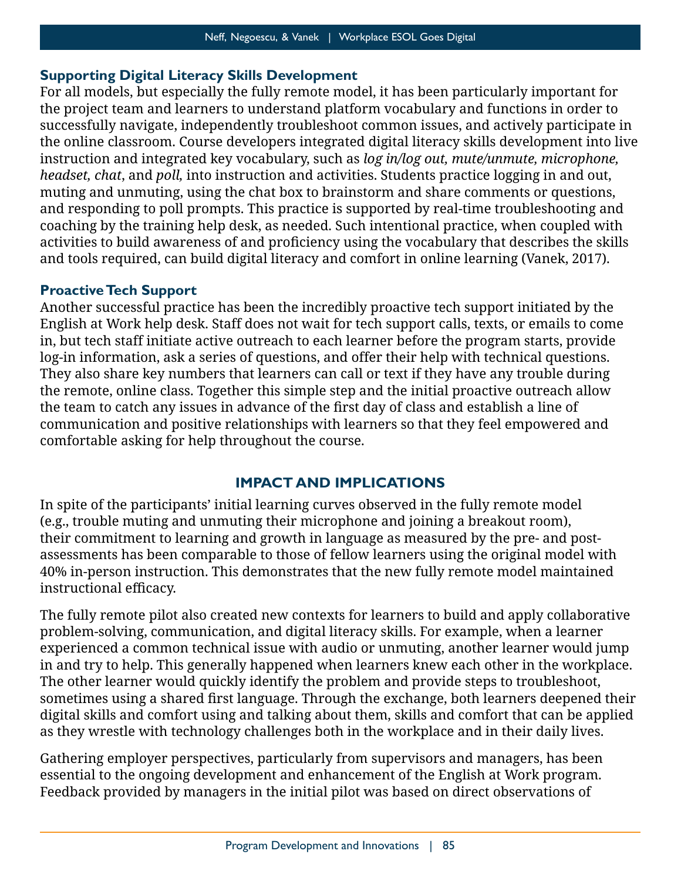### Supporting Digital Literacy Skills Development

For all models, but especially the fully remote model, it has been particularly important for the project team and learners to understand platform vocabulary and functions in order to successfully navigate, independently troubleshoot common issues, and actively participate in the online classroom. Course developers integrated digital literacy skills development into live instruction and integrated key vocabulary, such as *log in/log out, mute/unmute, microphone, headset, chat*, and *poll,* into instruction and activities. Students practice logging in and out, muting and unmuting, using the chat box to brainstorm and share comments or questions, and responding to poll prompts. This practice is supported by real-time troubleshooting and coaching by the training help desk, as needed. Such intentional practice, when coupled with activities to build awareness of and proficiency using the vocabulary that describes the skills and tools required, can build digital literacy and comfort in online learning (Vanek, 2017).

### Proactive Tech Support

Another successful practice has been the incredibly proactive tech support initiated by the English at Work help desk. Staff does not wait for tech support calls, texts, or emails to come in, but tech staff initiate active outreach to each learner before the program starts, provide log-in information, ask a series of questions, and offer their help with technical questions. They also share key numbers that learners can call or text if they have any trouble during the remote, online class. Together this simple step and the initial proactive outreach allow the team to catch any issues in advance of the first day of class and establish a line of communication and positive relationships with learners so that they feel empowered and comfortable asking for help throughout the course.

## IMPACT AND IMPLICATIONS

In spite of the participants' initial learning curves observed in the fully remote model (e.g., trouble muting and unmuting their microphone and joining a breakout room), their commitment to learning and growth in language as measured by the pre- and post-assessments has been comparable to those of fellow learners using the original model with 40% in-person instruction. This demonstrates that the new fully remote model maintained instructional efficacy.

The fully remote pilot also created new contexts for learners to build and apply collaborative problem-solving, communication, and digital literacy skills. For example, when a learner experienced a common technical issue with audio or unmuting, another learner would jump in and try to help. This generally happened when learners knew each other in the workplace. The other learner would quickly identify the problem and provide steps to troubleshoot, sometimes using a shared first language. Through the exchange, both learners deepened their digital skills and comfort using and talking about them, skills and comfort that can be applied as they wrestle with technology challenges both in the workplace and in their daily lives.

Gathering employer perspectives, particularly from supervisors and managers, has been essential to the ongoing development and enhancement of the English at Work program. Feedback provided by managers in the initial pilot was based on direct observations of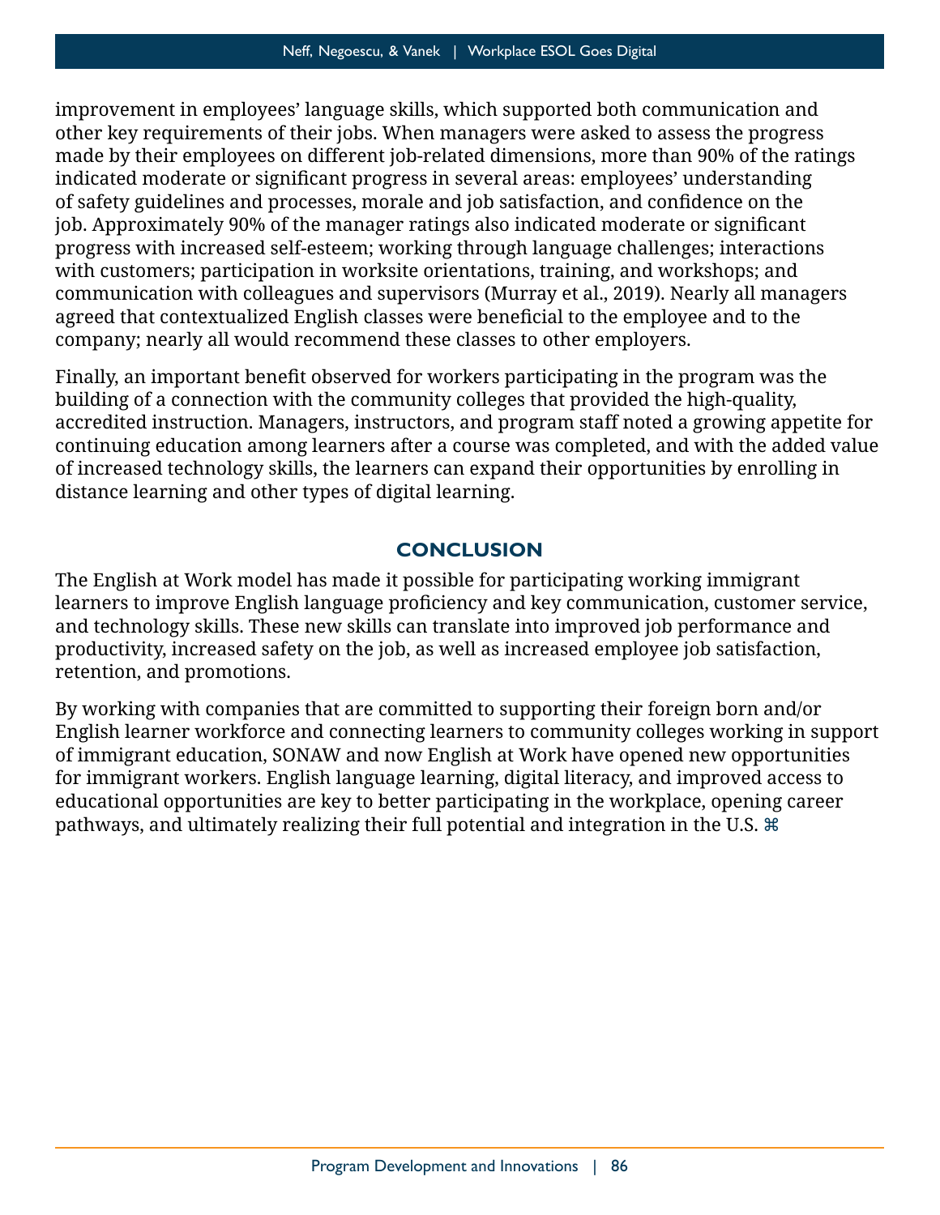improvement in employees' language skills, which supported both communication and other key requirements of their jobs. When managers were asked to assess the progress made by their employees on different job-related dimensions, more than 90% of the ratings indicated moderate or significant progress in several areas: employees' understanding of safety guidelines and processes, morale and job satisfaction, and confidence on the job. Approximately 90% of the manager ratings also indicated moderate or significant progress with increased self-esteem; working through language challenges; interactions with customers; participation in worksite orientations, training, and workshops; and communication with colleagues and supervisors (Murray et al., 2019). Nearly all managers agreed that contextualized English classes were beneficial to the employee and to the company; nearly all would recommend these classes to other employers.

Finally, an important benefit observed for workers participating in the program was the building of a connection with the community colleges that provided the high-quality, accredited instruction. Managers, instructors, and program staff noted a growing appetite for continuing education among learners after a course was completed, and with the added value of increased technology skills, the learners can expand their opportunities by enrolling in distance learning and other types of digital learning.

## CONCLUSION

The English at Work model has made it possible for participating working immigrant learners to improve English language proficiency and key communication, customer service, and technology skills. These new skills can translate into improved job performance and productivity, increased safety on the job, as well as increased employee job satisfaction, retention, and promotions.

By working with companies that are committed to supporting their foreign born and/or English learner workforce and connecting learners to community colleges working in support of immigrant education, SONAW and now English at Work have opened new opportunities for immigrant workers. English language learning, digital literacy, and improved access to educational opportunities are key to better participating in the workplace, opening career pathways, and ultimately realizing their full potential and integration in the U.S. ⌘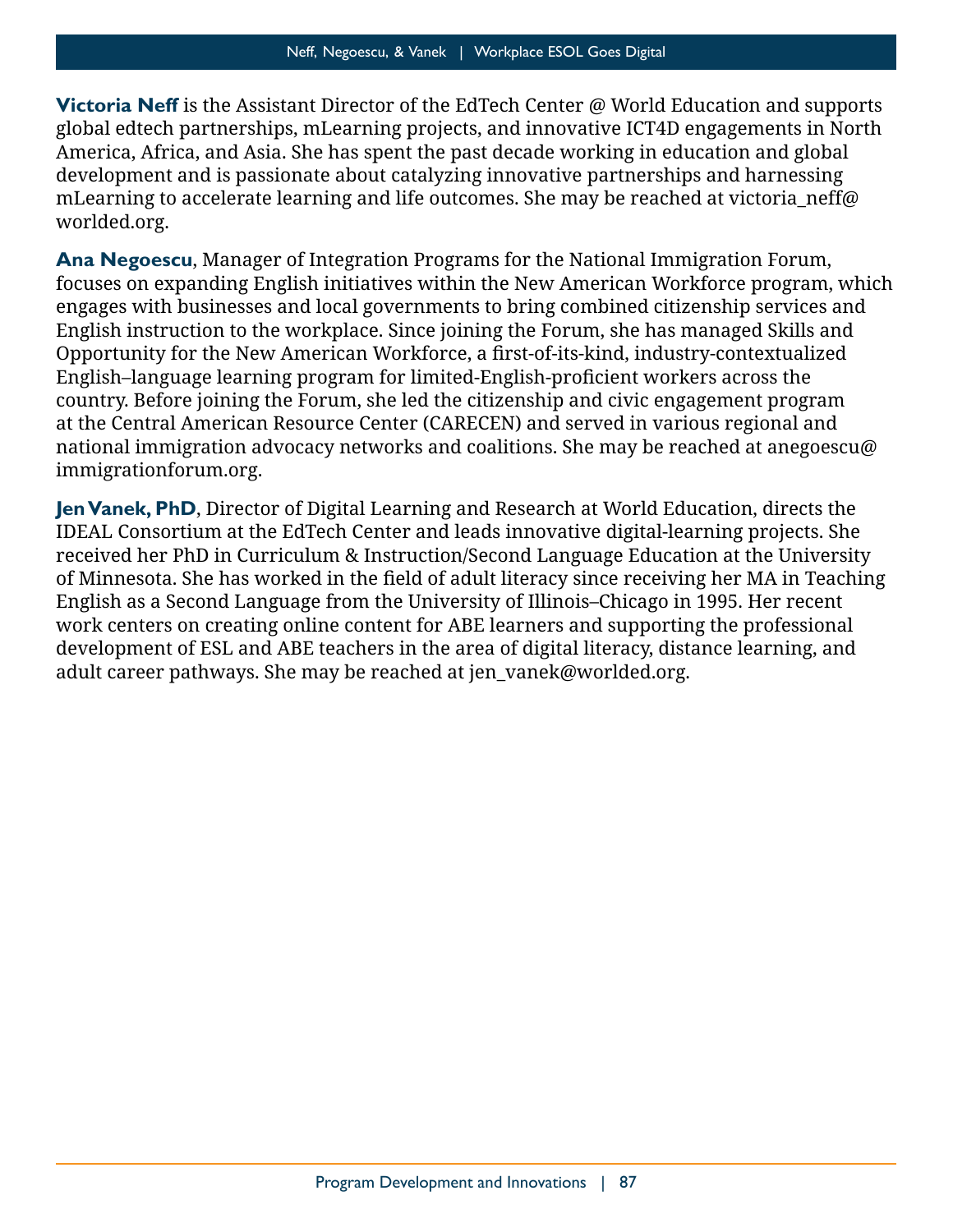**Victoria Neff** is the Assistant Director of the EdTech Center @ World Education and supports global edtech partnerships, mLearning projects, and innovative ICT4D engagements in North America, Africa, and Asia. She has spent the past decade working in education and global development and is passionate about catalyzing innovative partnerships and harnessing mLearning to accelerate learning and life outcomes. She may be reached at victoria_neff@worlded.org.

**Ana Negoescu**, Manager of Integration Programs for the National Immigration Forum, focuses on expanding English initiatives within the New American Workforce program, which engages with businesses and local governments to bring combined citizenship services and English instruction to the workplace. Since joining the Forum, she has managed Skills and Opportunity for the New American Workforce, a first-of-its-kind, industry-contextualized English–language learning program for limited-English-proficient workers across the country. Before joining the Forum, she led the citizenship and civic engagement program at the Central American Resource Center (CARECEN) and served in various regional and national immigration advocacy networks and coalitions. She may be reached at anegoescu@immigrationforum.org.

**Jen Vanek, PhD**, Director of Digital Learning and Research at World Education, directs the IDEAL Consortium at the EdTech Center and leads innovative digital-learning projects. She received her PhD in Curriculum & Instruction/Second Language Education at the University of Minnesota. She has worked in the field of adult literacy since receiving her MA in Teaching English as a Second Language from the University of Illinois–Chicago in 1995. Her recent work centers on creating online content for ABE learners and supporting the professional development of ESL and ABE teachers in the area of digital literacy, distance learning, and adult career pathways. She may be reached at jen_vanek@worlded.org.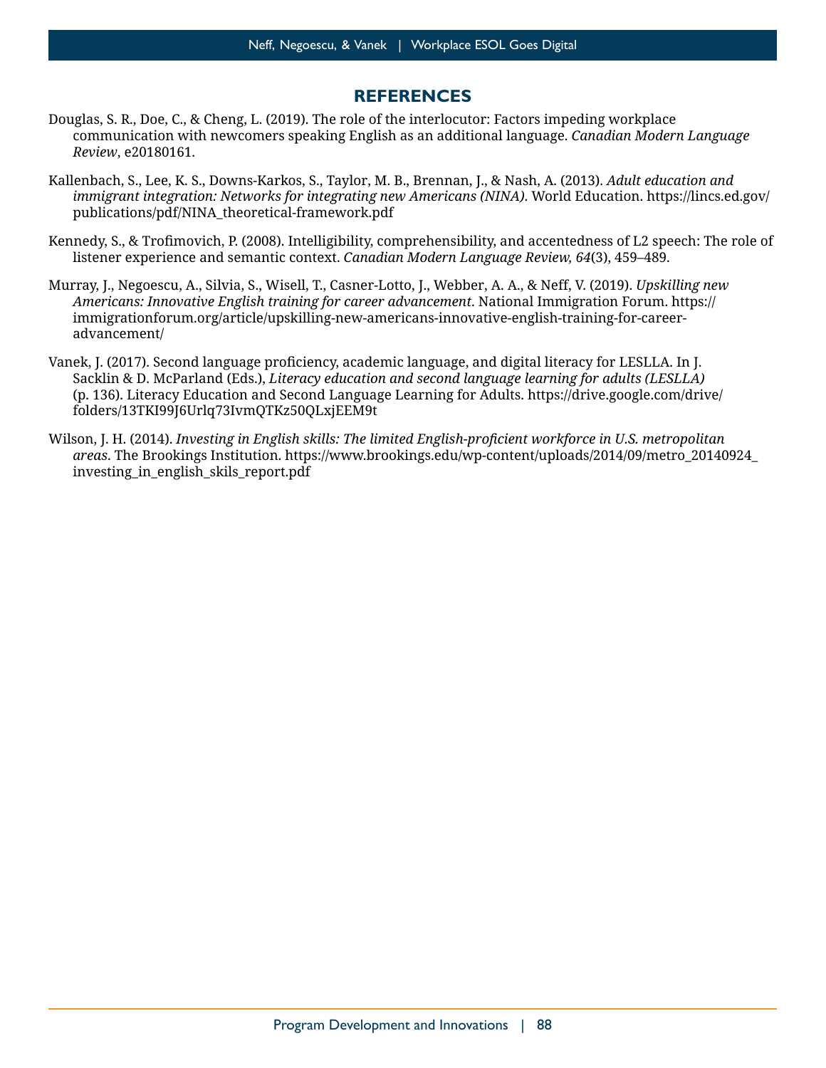## REFERENCES

Douglas, S. R., Doe, C., & Cheng, L. (2019). The role of the interlocutor: Factors impeding workplace communication with newcomers speaking English as an additional language. *Canadian Modern Language Review*, e20180161.

Kallenbach, S., Lee, K. S., Downs-Karkos, S., Taylor, M. B., Brennan, J., & Nash, A. (2013). *Adult education and immigrant integration: Networks for integrating new Americans (NINA)*. World Education. https://lincs.ed.gov/publications/pdf/NINA_theoretical-framework.pdf

Kennedy, S., & Trofimovich, P. (2008). Intelligibility, comprehensibility, and accentedness of L2 speech: The role of listener experience and semantic context. *Canadian Modern Language Review, 64*(3), 459–489.

Murray, J., Negoescu, A., Silvia, S., Wisell, T., Casner-Lotto, J., Webber, A. A., & Neff, V. (2019). *Upskilling new Americans: Innovative English training for career advancement*. National Immigration Forum. https://immigrationforum.org/article/upskilling-new-americans-innovative-english-training-for-career-advancement/

Vanek, J. (2017). Second language proficiency, academic language, and digital literacy for LESLLA. In J. Sacklin & D. McParland (Eds.), *Literacy education and second language learning for adults (LESLLA)* (p. 136). Literacy Education and Second Language Learning for Adults. https://drive.google.com/drive/folders/13TKI99J6Urlq73IvmQTKz50QLxjEEM9t

Wilson, J. H. (2014). *Investing in English skills: The limited English-proficient workforce in U.S. metropolitan areas*. The Brookings Institution. https://www.brookings.edu/wp-content/uploads/2014/09/metro_20140924_investing_in_english_skils_report.pdf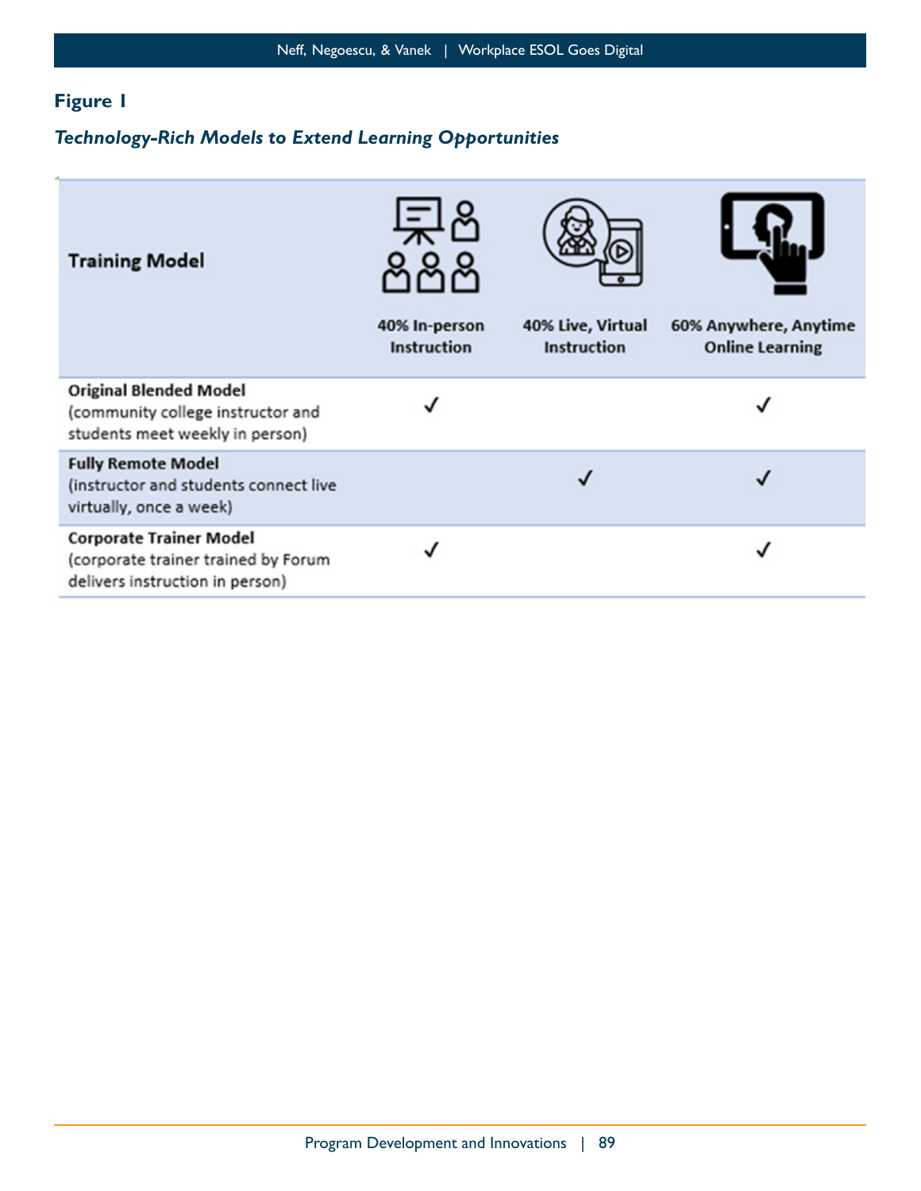## Figure 1

*Technology-Rich Models to Extend Learning Opportunities*

| Training Model | 40% In-person Instruction | 40% Live, Virtual Instruction | 60% Anywhere, Anytime Online Learning |
|---|---|---|---|
| **Original Blended Model** (community college instructor and students meet weekly in person) | ✓ | | ✓ |
| **Fully Remote Model** (instructor and students connect live virtually, once a week) | | ✓ | ✓ |
| **Corporate Trainer Model** (corporate trainer trained by Forum delivers instruction in person) | ✓ | | ✓ |